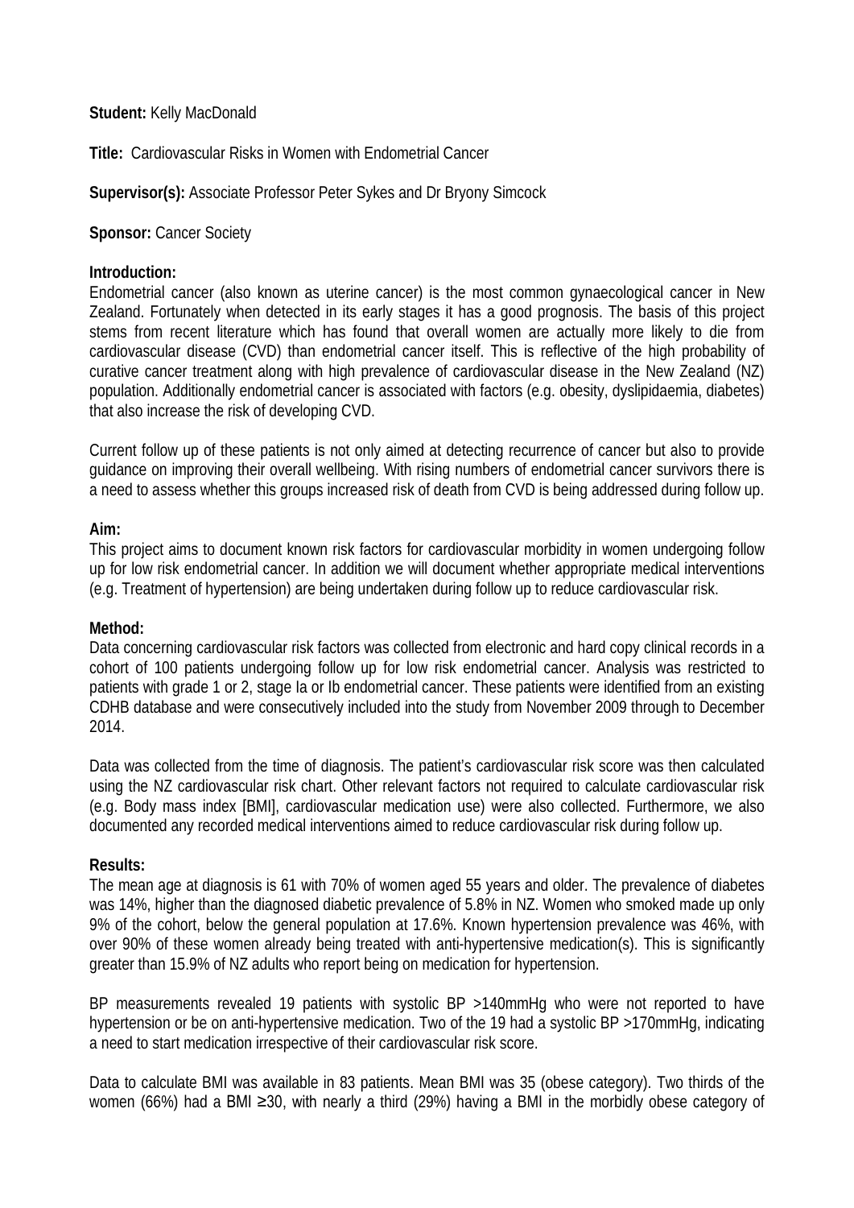**Student:** Kelly MacDonald

**Title:** Cardiovascular Risks in Women with Endometrial Cancer

**Supervisor(s):** Associate Professor Peter Sykes and Dr Bryony Simcock

**Sponsor:** Cancer Society

**Introduction:**

Endometrial cancer (also known as uterine cancer) is the most common gynaecological cancer in New Zealand. Fortunately when detected in its early stages it has a good prognosis. The basis of this project stems from recent literature which has found that overall women are actually more likely to die from cardiovascular disease (CVD) than endometrial cancer itself. This is reflective of the high probability of curative cancer treatment along with high prevalence of cardiovascular disease in the New Zealand (NZ) population. Additionally endometrial cancer is associated with factors (e.g. obesity, dyslipidaemia, diabetes) that also increase the risk of developing CVD.

Current follow up of these patients is not only aimed at detecting recurrence of cancer but also to provide guidance on improving their overall wellbeing. With rising numbers of endometrial cancer survivors there is a need to assess whether this groups increased risk of death from CVD is being addressed during follow up.

**Aim:**

This project aims to document known risk factors for cardiovascular morbidity in women undergoing follow up for low risk endometrial cancer. In addition we will document whether appropriate medical interventions (e.g. Treatment of hypertension) are being undertaken during follow up to reduce cardiovascular risk.

**Method:**

Data concerning cardiovascular risk factors was collected from electronic and hard copy clinical records in a cohort of 100 patients undergoing follow up for low risk endometrial cancer. Analysis was restricted to patients with grade 1 or 2, stage Ia or Ib endometrial cancer. These patients were identified from an existing CDHB database and were consecutively included into the study from November 2009 through to December 2014.

Data was collected from the time of diagnosis. The patient's cardiovascular risk score was then calculated using the NZ cardiovascular risk chart. Other relevant factors not required to calculate cardiovascular risk (e.g. Body mass index [BMI], cardiovascular medication use) were also collected. Furthermore, we also documented any recorded medical interventions aimed to reduce cardiovascular risk during follow up.

**Results:**

The mean age at diagnosis is 61 with 70% of women aged 55 years and older. The prevalence of diabetes was 14%, higher than the diagnosed diabetic prevalence of 5.8% in NZ. Women who smoked made up only 9% of the cohort, below the general population at 17.6%. Known hypertension prevalence was 46%, with over 90% of these women already being treated with anti-hypertensive medication(s). This is significantly greater than 15.9% of NZ adults who report being on medication for hypertension.

BP measurements revealed 19 patients with systolic BP >140mmHg who were not reported to have hypertension or be on anti-hypertensive medication. Two of the 19 had a systolic BP >170mmHg, indicating a need to start medication irrespective of their cardiovascular risk score.

Data to calculate BMI was available in 83 patients. Mean BMI was 35 (obese category). Two thirds of the women (66%) had a BMI ≥30, with nearly a third (29%) having a BMI in the morbidly obese category of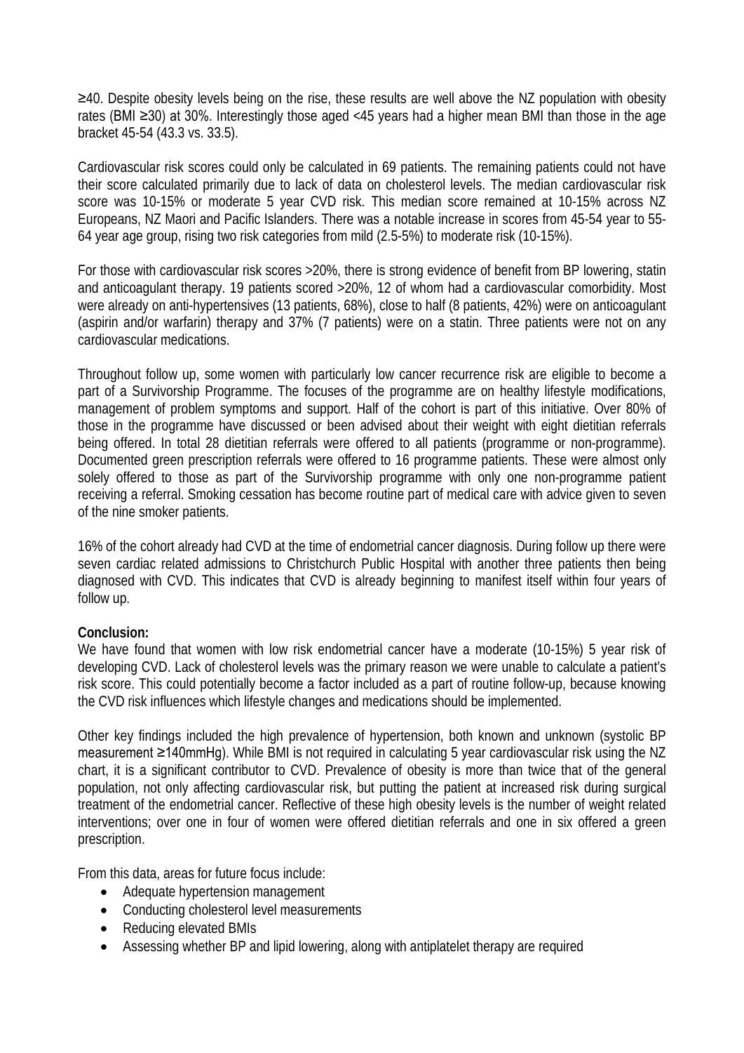≥40. Despite obesity levels being on the rise, these results are well above the NZ population with obesity rates (BMI ≥30) at 30%. Interestingly those aged <45 years had a higher mean BMI than those in the age bracket 45-54 (43.3 vs. 33.5).

Cardiovascular risk scores could only be calculated in 69 patients. The remaining patients could not have their score calculated primarily due to lack of data on cholesterol levels. The median cardiovascular risk score was 10-15% or moderate 5 year CVD risk. This median score remained at 10-15% across NZ Europeans, NZ Maori and Pacific Islanders. There was a notable increase in scores from 45-54 year to 55-64 year age group, rising two risk categories from mild (2.5-5%) to moderate risk (10-15%).

For those with cardiovascular risk scores >20%, there is strong evidence of benefit from BP lowering, statin and anticoagulant therapy. 19 patients scored >20%, 12 of whom had a cardiovascular comorbidity. Most were already on anti-hypertensives (13 patients, 68%), close to half (8 patients, 42%) were on anticoagulant (aspirin and/or warfarin) therapy and 37% (7 patients) were on a statin. Three patients were not on any cardiovascular medications.

Throughout follow up, some women with particularly low cancer recurrence risk are eligible to become a part of a Survivorship Programme. The focuses of the programme are on healthy lifestyle modifications, management of problem symptoms and support. Half of the cohort is part of this initiative. Over 80% of those in the programme have discussed or been advised about their weight with eight dietitian referrals being offered. In total 28 dietitian referrals were offered to all patients (programme or non-programme). Documented green prescription referrals were offered to 16 programme patients. These were almost only solely offered to those as part of the Survivorship programme with only one non-programme patient receiving a referral. Smoking cessation has become routine part of medical care with advice given to seven of the nine smoker patients.

16% of the cohort already had CVD at the time of endometrial cancer diagnosis. During follow up there were seven cardiac related admissions to Christchurch Public Hospital with another three patients then being diagnosed with CVD. This indicates that CVD is already beginning to manifest itself within four years of follow up.

**Conclusion:**

We have found that women with low risk endometrial cancer have a moderate (10-15%) 5 year risk of developing CVD. Lack of cholesterol levels was the primary reason we were unable to calculate a patient's risk score. This could potentially become a factor included as a part of routine follow-up, because knowing the CVD risk influences which lifestyle changes and medications should be implemented.

Other key findings included the high prevalence of hypertension, both known and unknown (systolic BP measurement ≥140mmHg). While BMI is not required in calculating 5 year cardiovascular risk using the NZ chart, it is a significant contributor to CVD. Prevalence of obesity is more than twice that of the general population, not only affecting cardiovascular risk, but putting the patient at increased risk during surgical treatment of the endometrial cancer. Reflective of these high obesity levels is the number of weight related interventions; over one in four of women were offered dietitian referrals and one in six offered a green prescription.

From this data, areas for future focus include:

- Adequate hypertension management
- Conducting cholesterol level measurements
- Reducing elevated BMIs
- Assessing whether BP and lipid lowering, along with antiplatelet therapy are required